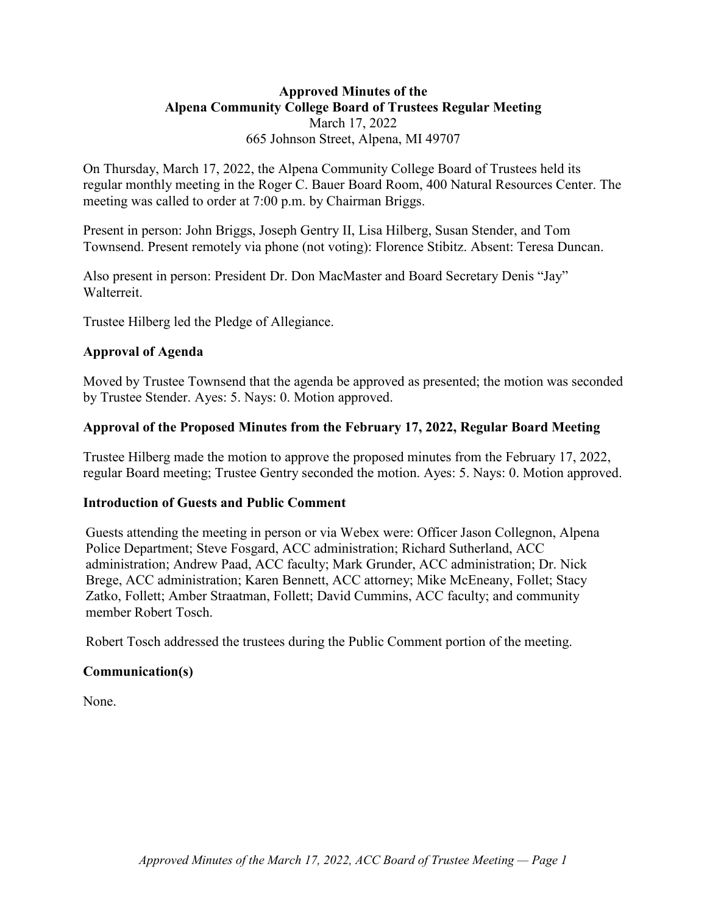**Approved Minutes of the**
**Alpena Community College Board of Trustees Regular Meeting**
March 17, 2022
665 Johnson Street, Alpena, MI 49707

On Thursday, March 17, 2022, the Alpena Community College Board of Trustees held its regular monthly meeting in the Roger C. Bauer Board Room, 400 Natural Resources Center. The meeting was called to order at 7:00 p.m. by Chairman Briggs.

Present in person: John Briggs, Joseph Gentry II, Lisa Hilberg, Susan Stender, and Tom Townsend. Present remotely via phone (not voting): Florence Stibitz. Absent: Teresa Duncan.

Also present in person: President Dr. Don MacMaster and Board Secretary Denis "Jay" Walterreit.

Trustee Hilberg led the Pledge of Allegiance.

### Approval of Agenda

Moved by Trustee Townsend that the agenda be approved as presented; the motion was seconded by Trustee Stender. Ayes: 5. Nays: 0. Motion approved.

### Approval of the Proposed Minutes from the February 17, 2022, Regular Board Meeting

Trustee Hilberg made the motion to approve the proposed minutes from the February 17, 2022, regular Board meeting; Trustee Gentry seconded the motion. Ayes: 5. Nays: 0. Motion approved.

### Introduction of Guests and Public Comment

Guests attending the meeting in person or via Webex were: Officer Jason Collegnon, Alpena Police Department; Steve Fosgard, ACC administration; Richard Sutherland, ACC administration; Andrew Paad, ACC faculty; Mark Grunder, ACC administration; Dr. Nick Brege, ACC administration; Karen Bennett, ACC attorney; Mike McEneany, Follet; Stacy Zatko, Follett; Amber Straatman, Follett; David Cummins, ACC faculty; and community member Robert Tosch.

Robert Tosch addressed the trustees during the Public Comment portion of the meeting.

### Communication(s)

None.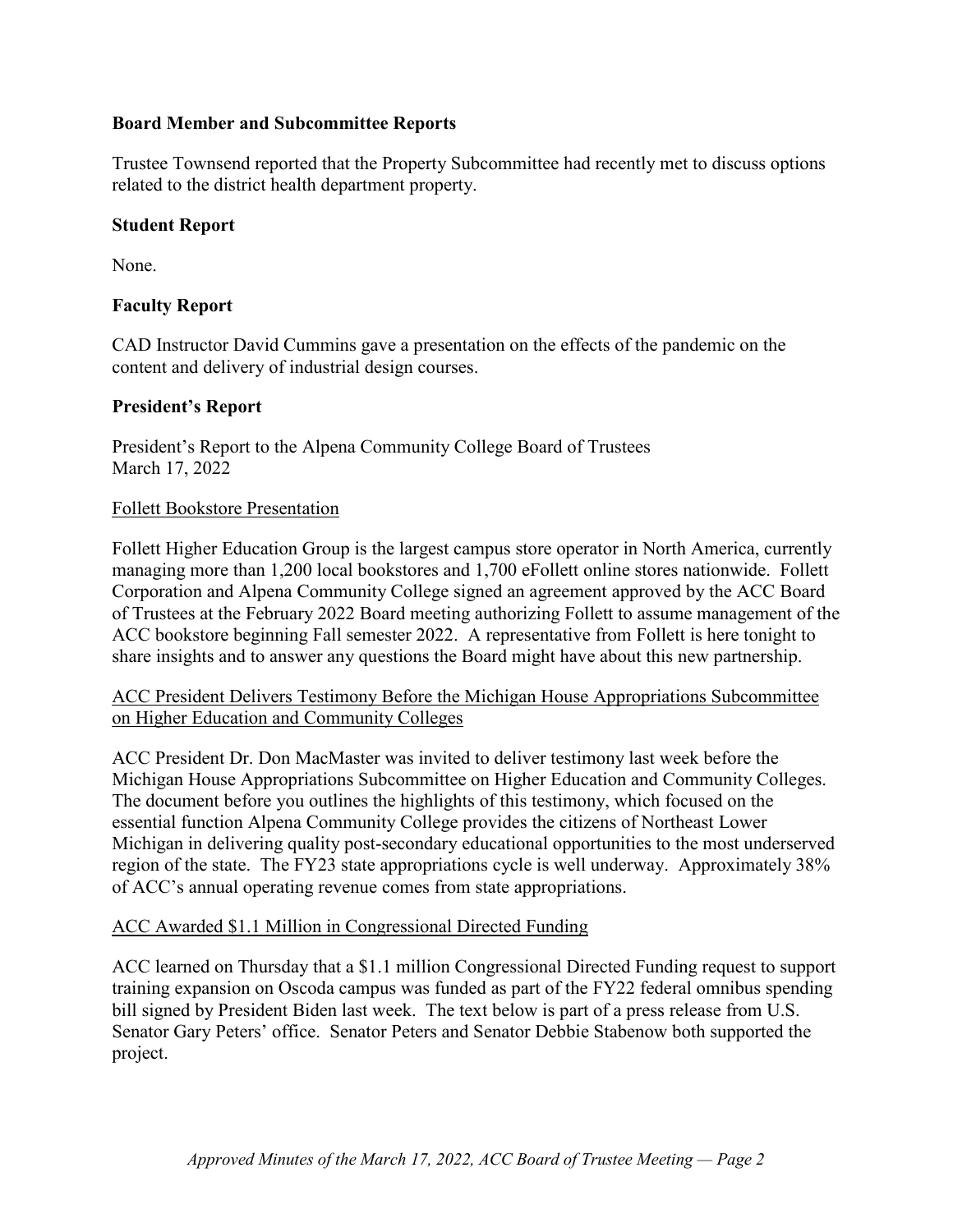## Board Member and Subcommittee Reports

Trustee Townsend reported that the Property Subcommittee had recently met to discuss options related to the district health department property.

## Student Report

None.

## Faculty Report

CAD Instructor David Cummins gave a presentation on the effects of the pandemic on the content and delivery of industrial design courses.

## President's Report

President's Report to the Alpena Community College Board of Trustees
March 17, 2022

### Follett Bookstore Presentation

Follett Higher Education Group is the largest campus store operator in North America, currently managing more than 1,200 local bookstores and 1,700 eFollett online stores nationwide. Follett Corporation and Alpena Community College signed an agreement approved by the ACC Board of Trustees at the February 2022 Board meeting authorizing Follett to assume management of the ACC bookstore beginning Fall semester 2022. A representative from Follett is here tonight to share insights and to answer any questions the Board might have about this new partnership.

### ACC President Delivers Testimony Before the Michigan House Appropriations Subcommittee on Higher Education and Community Colleges

ACC President Dr. Don MacMaster was invited to deliver testimony last week before the Michigan House Appropriations Subcommittee on Higher Education and Community Colleges. The document before you outlines the highlights of this testimony, which focused on the essential function Alpena Community College provides the citizens of Northeast Lower Michigan in delivering quality post-secondary educational opportunities to the most underserved region of the state. The FY23 state appropriations cycle is well underway. Approximately 38% of ACC's annual operating revenue comes from state appropriations.

### ACC Awarded $1.1 Million in Congressional Directed Funding

ACC learned on Thursday that a $1.1 million Congressional Directed Funding request to support training expansion on Oscoda campus was funded as part of the FY22 federal omnibus spending bill signed by President Biden last week. The text below is part of a press release from U.S. Senator Gary Peters' office. Senator Peters and Senator Debbie Stabenow both supported the project.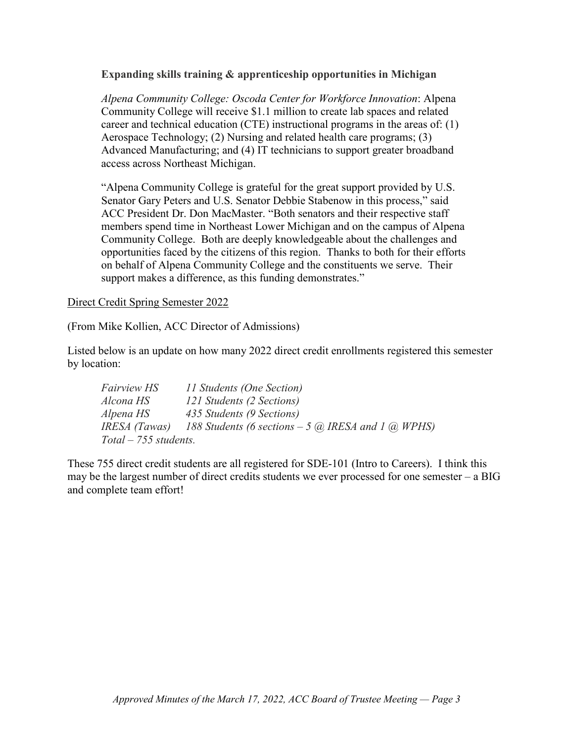**Expanding skills training & apprenticeship opportunities in Michigan**

*Alpena Community College: Oscoda Center for Workforce Innovation*: Alpena Community College will receive $1.1 million to create lab spaces and related career and technical education (CTE) instructional programs in the areas of: (1) Aerospace Technology; (2) Nursing and related health care programs; (3) Advanced Manufacturing; and (4) IT technicians to support greater broadband access across Northeast Michigan.

"Alpena Community College is grateful for the great support provided by U.S. Senator Gary Peters and U.S. Senator Debbie Stabenow in this process," said ACC President Dr. Don MacMaster. "Both senators and their respective staff members spend time in Northeast Lower Michigan and on the campus of Alpena Community College. Both are deeply knowledgeable about the challenges and opportunities faced by the citizens of this region. Thanks to both for their efforts on behalf of Alpena Community College and the constituents we serve. Their support makes a difference, as this funding demonstrates."

<u>Direct Credit Spring Semester 2022</u>

(From Mike Kollien, ACC Director of Admissions)

Listed below is an update on how many 2022 direct credit enrollments registered this semester by location:

*Fairview HS* — *11 Students (One Section)*
*Alcona HS* — *121 Students (2 Sections)*
*Alpena HS* — *435 Students (9 Sections)*
*IRESA (Tawas)* — *188 Students (6 sections – 5 @ IRESA and 1 @ WPHS)*
*Total – 755 students.*

These 755 direct credit students are all registered for SDE-101 (Intro to Careers). I think this may be the largest number of direct credits students we ever processed for one semester – a BIG and complete team effort!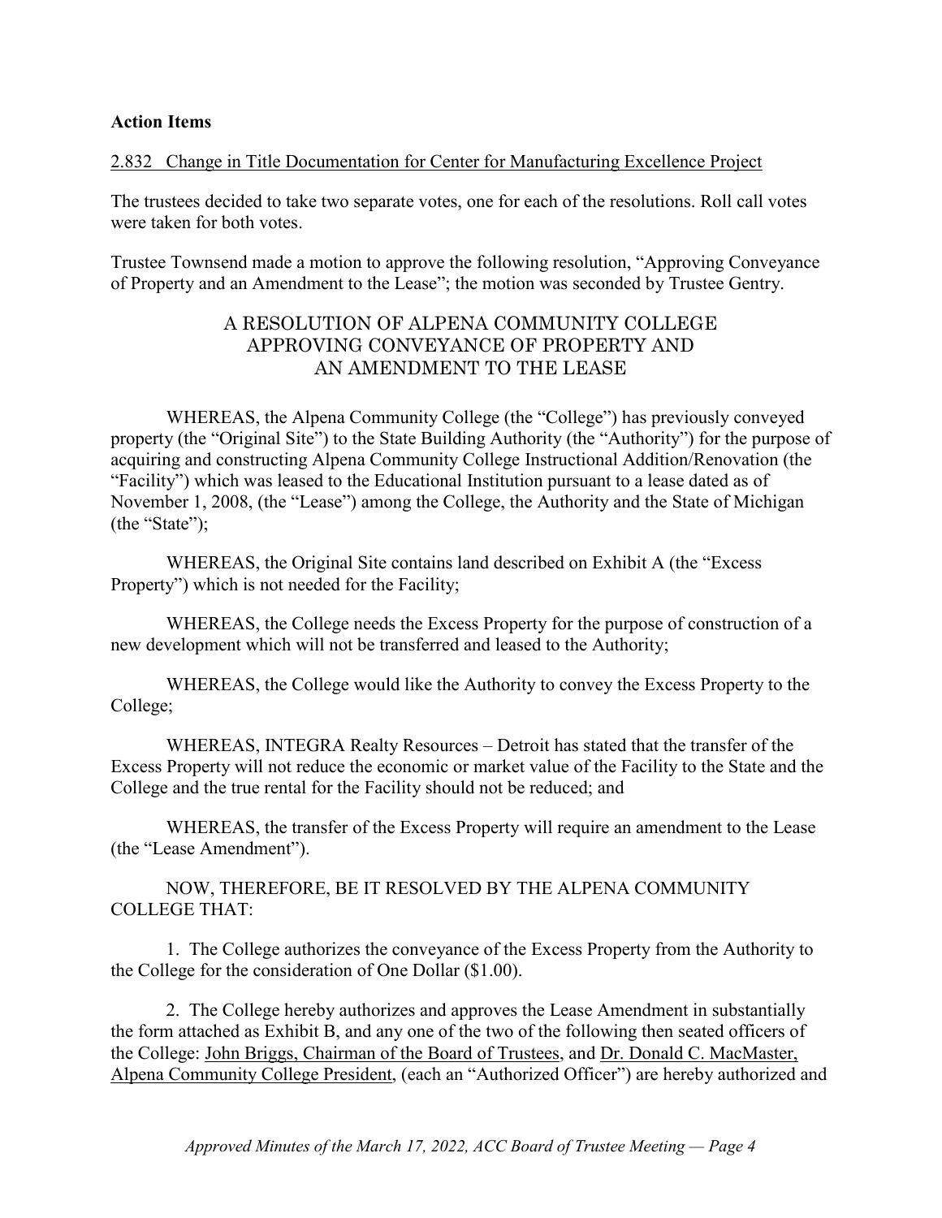**Action Items**

2.832 Change in Title Documentation for Center for Manufacturing Excellence Project

The trustees decided to take two separate votes, one for each of the resolutions. Roll call votes were taken for both votes.

Trustee Townsend made a motion to approve the following resolution, "Approving Conveyance of Property and an Amendment to the Lease"; the motion was seconded by Trustee Gentry.

A RESOLUTION OF ALPENA COMMUNITY COLLEGE APPROVING CONVEYANCE OF PROPERTY AND AN AMENDMENT TO THE LEASE

WHEREAS, the Alpena Community College (the "College") has previously conveyed property (the "Original Site") to the State Building Authority (the "Authority") for the purpose of acquiring and constructing Alpena Community College Instructional Addition/Renovation (the "Facility") which was leased to the Educational Institution pursuant to a lease dated as of November 1, 2008, (the "Lease") among the College, the Authority and the State of Michigan (the "State");

WHEREAS, the Original Site contains land described on Exhibit A (the "Excess Property") which is not needed for the Facility;

WHEREAS, the College needs the Excess Property for the purpose of construction of a new development which will not be transferred and leased to the Authority;

WHEREAS, the College would like the Authority to convey the Excess Property to the College;

WHEREAS, INTEGRA Realty Resources – Detroit has stated that the transfer of the Excess Property will not reduce the economic or market value of the Facility to the State and the College and the true rental for the Facility should not be reduced; and

WHEREAS, the transfer of the Excess Property will require an amendment to the Lease (the "Lease Amendment").

NOW, THEREFORE, BE IT RESOLVED BY THE ALPENA COMMUNITY COLLEGE THAT:

1. The College authorizes the conveyance of the Excess Property from the Authority to the College for the consideration of One Dollar ($1.00).

2. The College hereby authorizes and approves the Lease Amendment in substantially the form attached as Exhibit B, and any one of the two of the following then seated officers of the College: John Briggs, Chairman of the Board of Trustees, and Dr. Donald C. MacMaster, Alpena Community College President, (each an "Authorized Officer") are hereby authorized and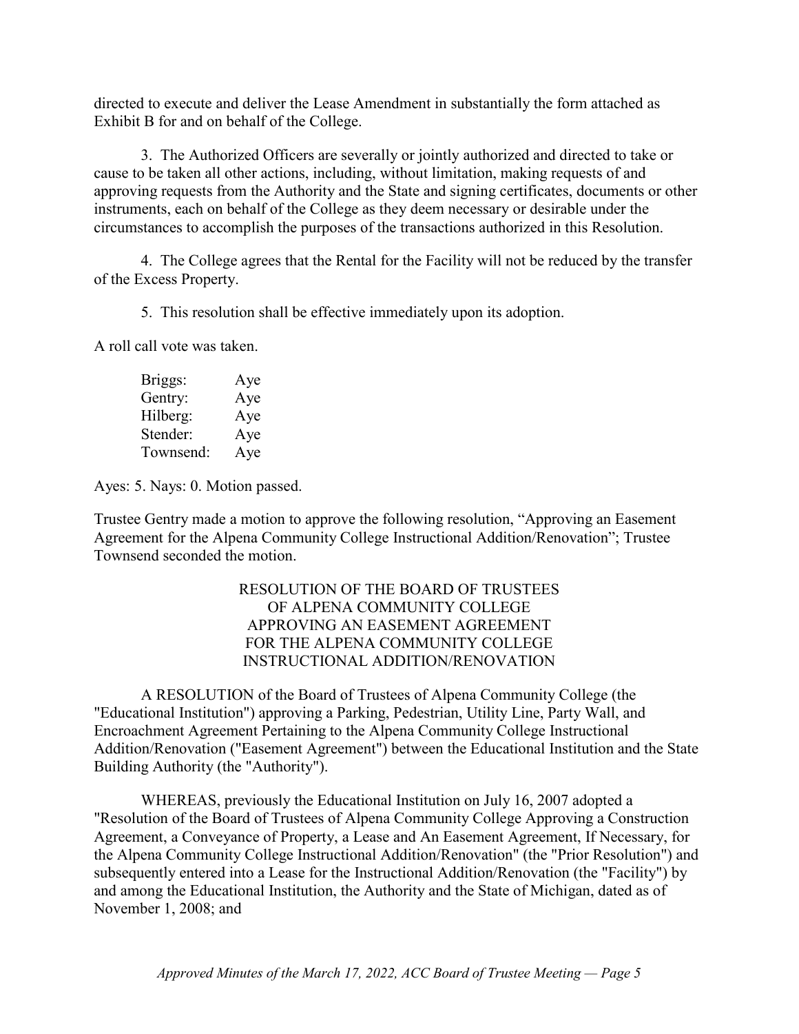directed to execute and deliver the Lease Amendment in substantially the form attached as Exhibit B for and on behalf of the College.

3. The Authorized Officers are severally or jointly authorized and directed to take or cause to be taken all other actions, including, without limitation, making requests of and approving requests from the Authority and the State and signing certificates, documents or other instruments, each on behalf of the College as they deem necessary or desirable under the circumstances to accomplish the purposes of the transactions authorized in this Resolution.

4. The College agrees that the Rental for the Facility will not be reduced by the transfer of the Excess Property.

5. This resolution shall be effective immediately upon its adoption.

A roll call vote was taken.

| | |
|---|---|
| Briggs: | Aye |
| Gentry: | Aye |
| Hilberg: | Aye |
| Stender: | Aye |
| Townsend: | Aye |

Ayes: 5. Nays: 0. Motion passed.

Trustee Gentry made a motion to approve the following resolution, "Approving an Easement Agreement for the Alpena Community College Instructional Addition/Renovation"; Trustee Townsend seconded the motion.

RESOLUTION OF THE BOARD OF TRUSTEES
OF ALPENA COMMUNITY COLLEGE
APPROVING AN EASEMENT AGREEMENT
FOR THE ALPENA COMMUNITY COLLEGE
INSTRUCTIONAL ADDITION/RENOVATION

A RESOLUTION of the Board of Trustees of Alpena Community College (the "Educational Institution") approving a Parking, Pedestrian, Utility Line, Party Wall, and Encroachment Agreement Pertaining to the Alpena Community College Instructional Addition/Renovation ("Easement Agreement") between the Educational Institution and the State Building Authority (the "Authority").

WHEREAS, previously the Educational Institution on July 16, 2007 adopted a "Resolution of the Board of Trustees of Alpena Community College Approving a Construction Agreement, a Conveyance of Property, a Lease and An Easement Agreement, If Necessary, for the Alpena Community College Instructional Addition/Renovation" (the "Prior Resolution") and subsequently entered into a Lease for the Instructional Addition/Renovation (the "Facility") by and among the Educational Institution, the Authority and the State of Michigan, dated as of November 1, 2008; and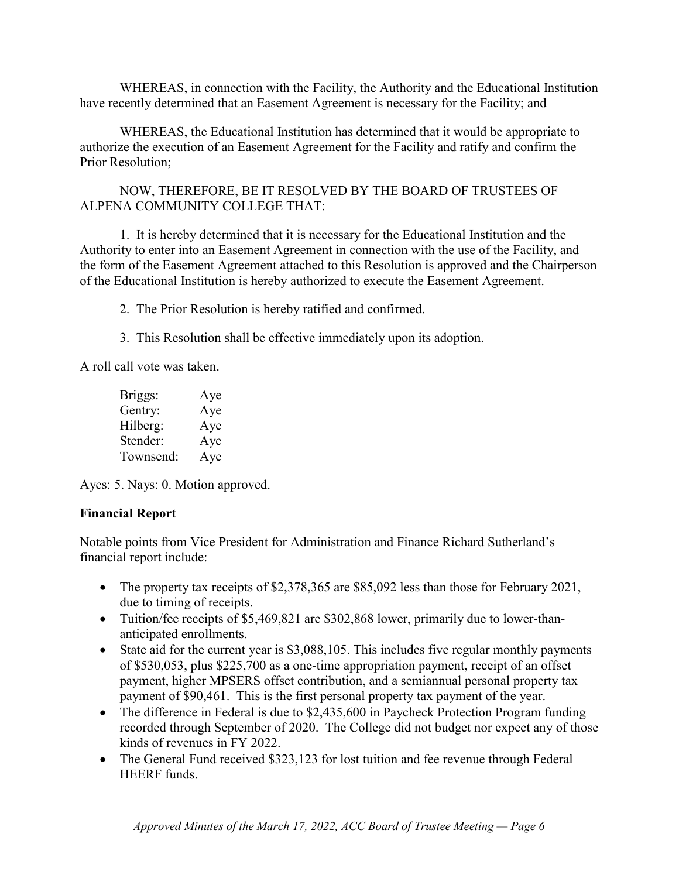WHEREAS, in connection with the Facility, the Authority and the Educational Institution have recently determined that an Easement Agreement is necessary for the Facility; and

WHEREAS, the Educational Institution has determined that it would be appropriate to authorize the execution of an Easement Agreement for the Facility and ratify and confirm the Prior Resolution;

NOW, THEREFORE, BE IT RESOLVED BY THE BOARD OF TRUSTEES OF ALPENA COMMUNITY COLLEGE THAT:

1. It is hereby determined that it is necessary for the Educational Institution and the Authority to enter into an Easement Agreement in connection with the use of the Facility, and the form of the Easement Agreement attached to this Resolution is approved and the Chairperson of the Educational Institution is hereby authorized to execute the Easement Agreement.

2. The Prior Resolution is hereby ratified and confirmed.

3. This Resolution shall be effective immediately upon its adoption.

A roll call vote was taken.

| | |
|---|---|
| Briggs: | Aye |
| Gentry: | Aye |
| Hilberg: | Aye |
| Stender: | Aye |
| Townsend: | Aye |

Ayes: 5. Nays: 0. Motion approved.

**Financial Report**

Notable points from Vice President for Administration and Finance Richard Sutherland's financial report include:

- The property tax receipts of $2,378,365 are $85,092 less than those for February 2021, due to timing of receipts.
- Tuition/fee receipts of $5,469,821 are $302,868 lower, primarily due to lower-than-anticipated enrollments.
- State aid for the current year is $3,088,105. This includes five regular monthly payments of $530,053, plus $225,700 as a one-time appropriation payment, receipt of an offset payment, higher MPSERS offset contribution, and a semiannual personal property tax payment of $90,461. This is the first personal property tax payment of the year.
- The difference in Federal is due to $2,435,600 in Paycheck Protection Program funding recorded through September of 2020. The College did not budget nor expect any of those kinds of revenues in FY 2022.
- The General Fund received $323,123 for lost tuition and fee revenue through Federal HEERF funds.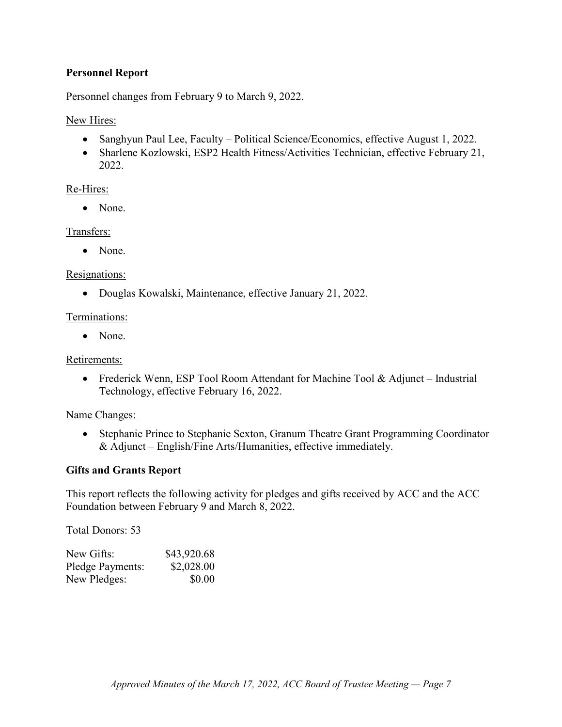**Personnel Report**

Personnel changes from February 9 to March 9, 2022.

New Hires:

- Sanghyun Paul Lee, Faculty – Political Science/Economics, effective August 1, 2022.
- Sharlene Kozlowski, ESP2 Health Fitness/Activities Technician, effective February 21, 2022.

Re-Hires:

- None.

Transfers:

- None.

Resignations:

- Douglas Kowalski, Maintenance, effective January 21, 2022.

Terminations:

- None.

Retirements:

- Frederick Wenn, ESP Tool Room Attendant for Machine Tool & Adjunct – Industrial Technology, effective February 16, 2022.

Name Changes:

- Stephanie Prince to Stephanie Sexton, Granum Theatre Grant Programming Coordinator & Adjunct – English/Fine Arts/Humanities, effective immediately.

**Gifts and Grants Report**

This report reflects the following activity for pledges and gifts received by ACC and the ACC Foundation between February 9 and March 8, 2022.

Total Donors: 53

| | |
|---|---|
| New Gifts: | $43,920.68 |
| Pledge Payments: | $2,028.00 |
| New Pledges: | $0.00 |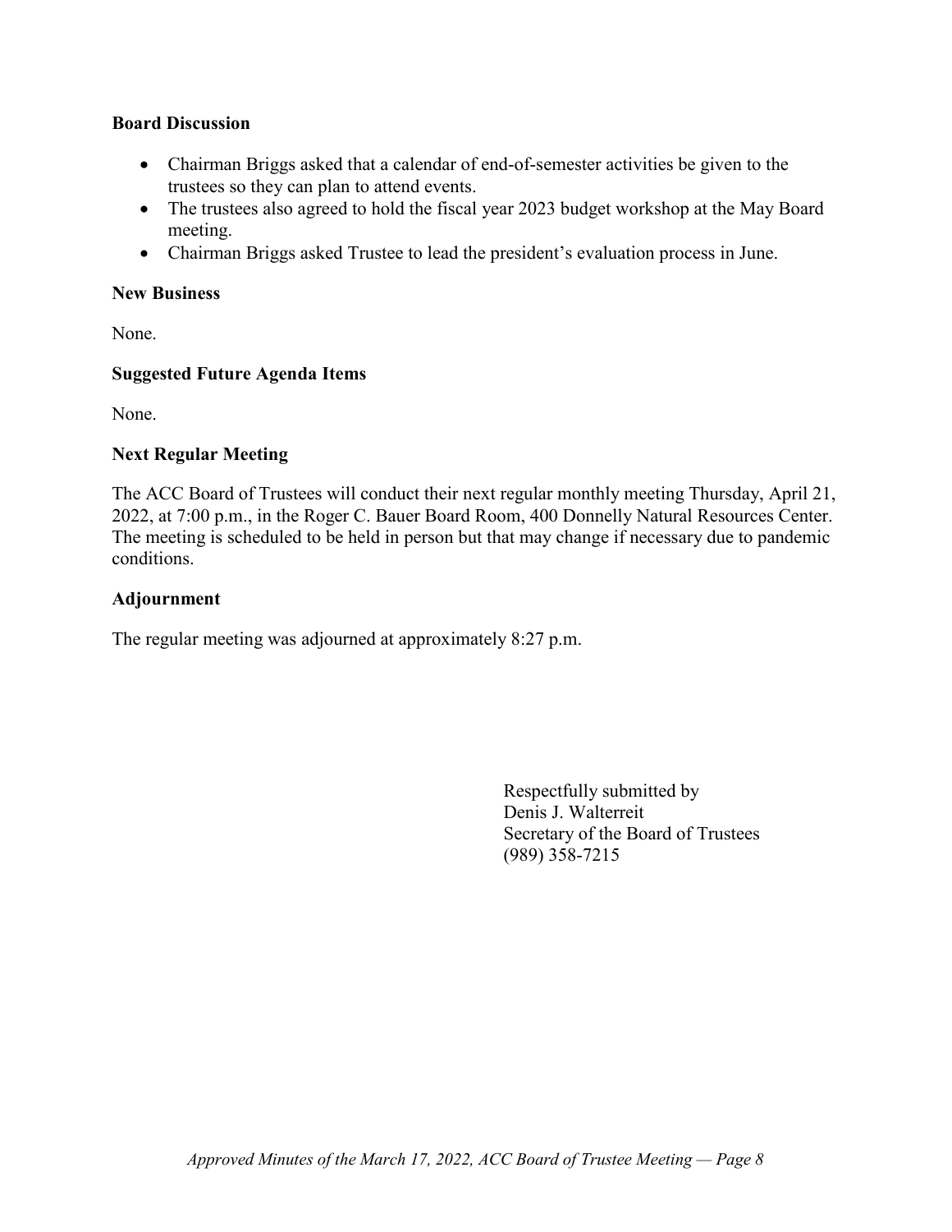**Board Discussion**

- Chairman Briggs asked that a calendar of end-of-semester activities be given to the trustees so they can plan to attend events.
- The trustees also agreed to hold the fiscal year 2023 budget workshop at the May Board meeting.
- Chairman Briggs asked Trustee to lead the president's evaluation process in June.

**New Business**

None.

**Suggested Future Agenda Items**

None.

**Next Regular Meeting**

The ACC Board of Trustees will conduct their next regular monthly meeting Thursday, April 21, 2022, at 7:00 p.m., in the Roger C. Bauer Board Room, 400 Donnelly Natural Resources Center. The meeting is scheduled to be held in person but that may change if necessary due to pandemic conditions.

**Adjournment**

The regular meeting was adjourned at approximately 8:27 p.m.

Respectfully submitted by
Denis J. Walterreit
Secretary of the Board of Trustees
(989) 358-7215